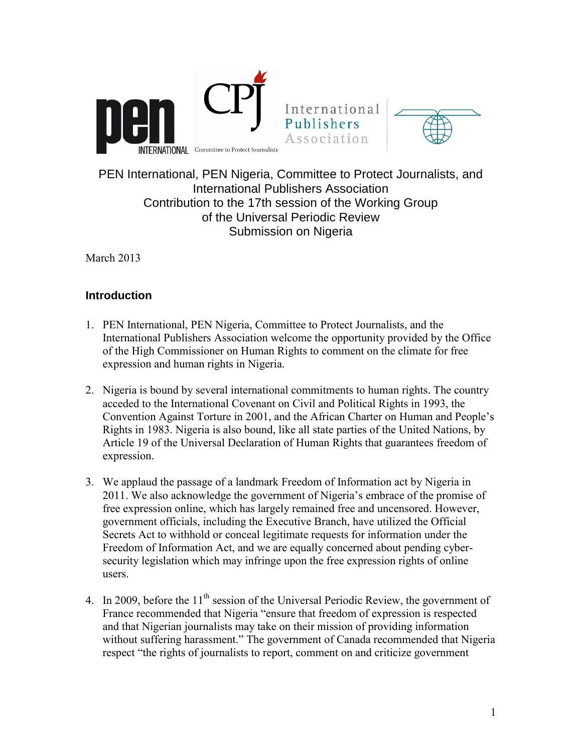PEN International, PEN Nigeria, Committee to Protect Journalists, and International Publishers Association
Contribution to the 17th session of the Working Group of the Universal Periodic Review
Submission on Nigeria

March 2013

## Introduction

1. PEN International, PEN Nigeria, Committee to Protect Journalists, and the International Publishers Association welcome the opportunity provided by the Office of the High Commissioner on Human Rights to comment on the climate for free expression and human rights in Nigeria.

2. Nigeria is bound by several international commitments to human rights. The country acceded to the International Covenant on Civil and Political Rights in 1993, the Convention Against Torture in 2001, and the African Charter on Human and People's Rights in 1983. Nigeria is also bound, like all state parties of the United Nations, by Article 19 of the Universal Declaration of Human Rights that guarantees freedom of expression.

3. We applaud the passage of a landmark Freedom of Information act by Nigeria in 2011. We also acknowledge the government of Nigeria's embrace of the promise of free expression online, which has largely remained free and uncensored. However, government officials, including the Executive Branch, have utilized the Official Secrets Act to withhold or conceal legitimate requests for information under the Freedom of Information Act, and we are equally concerned about pending cyber-security legislation which may infringe upon the free expression rights of online users.

4. In 2009, before the 11th session of the Universal Periodic Review, the government of France recommended that Nigeria "ensure that freedom of expression is respected and that Nigerian journalists may take on their mission of providing information without suffering harassment." The government of Canada recommended that Nigeria respect "the rights of journalists to report, comment on and criticize government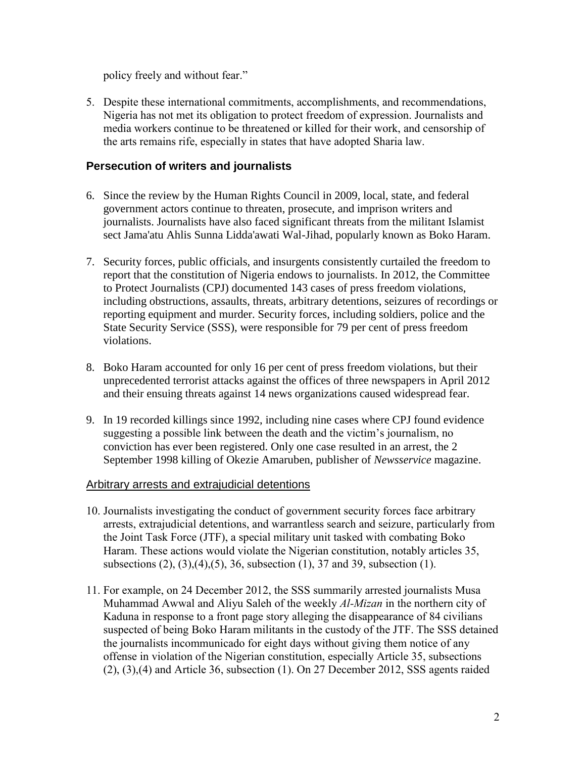policy freely and without fear."

5. Despite these international commitments, accomplishments, and recommendations, Nigeria has not met its obligation to protect freedom of expression. Journalists and media workers continue to be threatened or killed for their work, and censorship of the arts remains rife, especially in states that have adopted Sharia law.

## Persecution of writers and journalists

6. Since the review by the Human Rights Council in 2009, local, state, and federal government actors continue to threaten, prosecute, and imprison writers and journalists. Journalists have also faced significant threats from the militant Islamist sect Jama'atu Ahlis Sunna Lidda'awati Wal-Jihad, popularly known as Boko Haram.

7. Security forces, public officials, and insurgents consistently curtailed the freedom to report that the constitution of Nigeria endows to journalists. In 2012, the Committee to Protect Journalists (CPJ) documented 143 cases of press freedom violations, including obstructions, assaults, threats, arbitrary detentions, seizures of recordings or reporting equipment and murder. Security forces, including soldiers, police and the State Security Service (SSS), were responsible for 79 per cent of press freedom violations.

8. Boko Haram accounted for only 16 per cent of press freedom violations, but their unprecedented terrorist attacks against the offices of three newspapers in April 2012 and their ensuing threats against 14 news organizations caused widespread fear.

9. In 19 recorded killings since 1992, including nine cases where CPJ found evidence suggesting a possible link between the death and the victim's journalism, no conviction has ever been registered. Only one case resulted in an arrest, the 2 September 1998 killing of Okezie Amaruben, publisher of *Newsservice* magazine.

### Arbitrary arrests and extrajudicial detentions

10. Journalists investigating the conduct of government security forces face arbitrary arrests, extrajudicial detentions, and warrantless search and seizure, particularly from the Joint Task Force (JTF), a special military unit tasked with combating Boko Haram. These actions would violate the Nigerian constitution, notably articles 35, subsections (2), (3),(4),(5), 36, subsection (1), 37 and 39, subsection (1).

11. For example, on 24 December 2012, the SSS summarily arrested journalists Musa Muhammad Awwal and Aliyu Saleh of the weekly *Al-Mizan* in the northern city of Kaduna in response to a front page story alleging the disappearance of 84 civilians suspected of being Boko Haram militants in the custody of the JTF. The SSS detained the journalists incommunicado for eight days without giving them notice of any offense in violation of the Nigerian constitution, especially Article 35, subsections (2), (3),(4) and Article 36, subsection (1). On 27 December 2012, SSS agents raided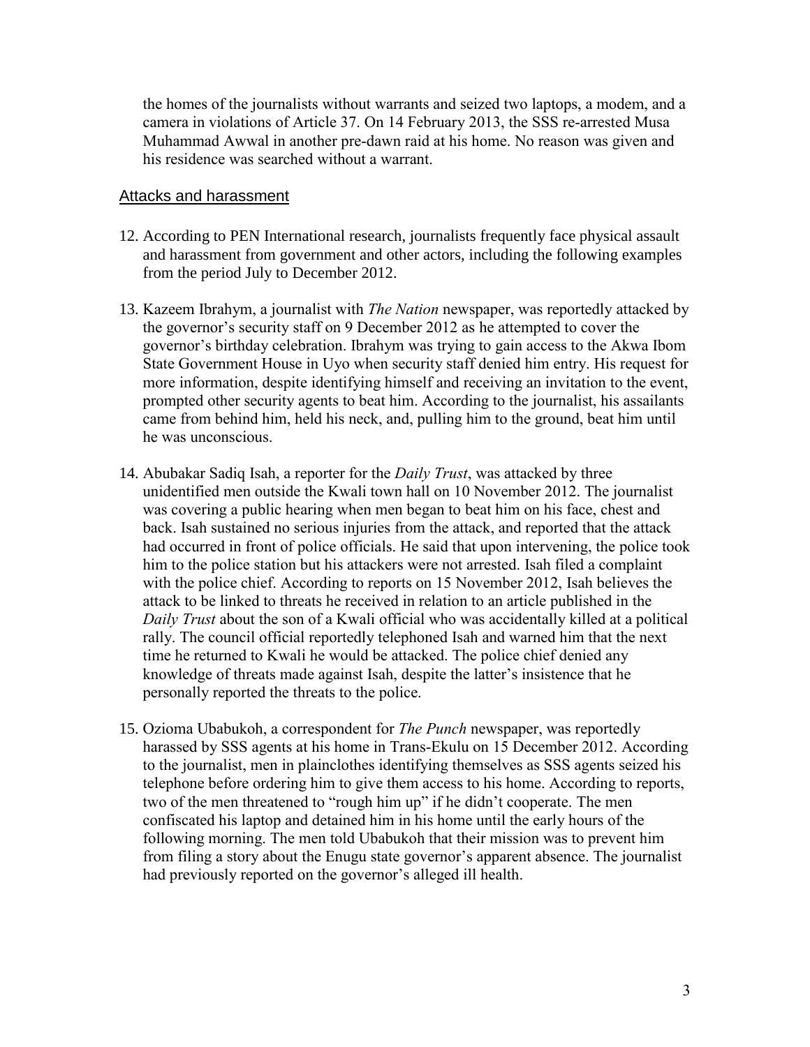the homes of the journalists without warrants and seized two laptops, a modem, and a camera in violations of Article 37. On 14 February 2013, the SSS re-arrested Musa Muhammad Awwal in another pre-dawn raid at his home. No reason was given and his residence was searched without a warrant.

## Attacks and harassment

12. According to PEN International research, journalists frequently face physical assault and harassment from government and other actors, including the following examples from the period July to December 2012.

13. Kazeem Ibrahym, a journalist with *The Nation* newspaper, was reportedly attacked by the governor's security staff on 9 December 2012 as he attempted to cover the governor's birthday celebration. Ibrahym was trying to gain access to the Akwa Ibom State Government House in Uyo when security staff denied him entry. His request for more information, despite identifying himself and receiving an invitation to the event, prompted other security agents to beat him. According to the journalist, his assailants came from behind him, held his neck, and, pulling him to the ground, beat him until he was unconscious.

14. Abubakar Sadiq Isah, a reporter for the *Daily Trust*, was attacked by three unidentified men outside the Kwali town hall on 10 November 2012. The journalist was covering a public hearing when men began to beat him on his face, chest and back. Isah sustained no serious injuries from the attack, and reported that the attack had occurred in front of police officials. He said that upon intervening, the police took him to the police station but his attackers were not arrested. Isah filed a complaint with the police chief. According to reports on 15 November 2012, Isah believes the attack to be linked to threats he received in relation to an article published in the *Daily Trust* about the son of a Kwali official who was accidentally killed at a political rally. The council official reportedly telephoned Isah and warned him that the next time he returned to Kwali he would be attacked. The police chief denied any knowledge of threats made against Isah, despite the latter's insistence that he personally reported the threats to the police.

15. Ozioma Ubabukoh, a correspondent for *The Punch* newspaper, was reportedly harassed by SSS agents at his home in Trans-Ekulu on 15 December 2012. According to the journalist, men in plainclothes identifying themselves as SSS agents seized his telephone before ordering him to give them access to his home. According to reports, two of the men threatened to "rough him up" if he didn't cooperate. The men confiscated his laptop and detained him in his home until the early hours of the following morning. The men told Ubabukoh that their mission was to prevent him from filing a story about the Enugu state governor's apparent absence. The journalist had previously reported on the governor's alleged ill health.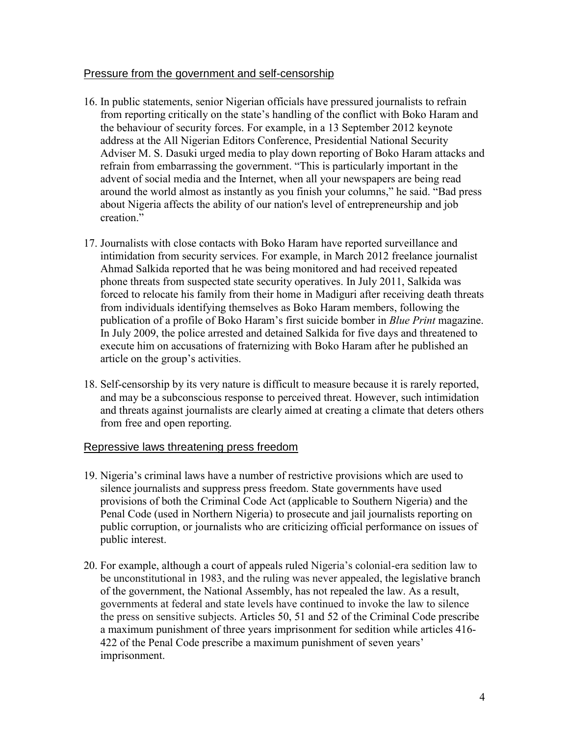## Pressure from the government and self-censorship

16. In public statements, senior Nigerian officials have pressured journalists to refrain from reporting critically on the state's handling of the conflict with Boko Haram and the behaviour of security forces. For example, in a 13 September 2012 keynote address at the All Nigerian Editors Conference, Presidential National Security Adviser M. S. Dasuki urged media to play down reporting of Boko Haram attacks and refrain from embarrassing the government. "This is particularly important in the advent of social media and the Internet, when all your newspapers are being read around the world almost as instantly as you finish your columns," he said. "Bad press about Nigeria affects the ability of our nation's level of entrepreneurship and job creation."

17. Journalists with close contacts with Boko Haram have reported surveillance and intimidation from security services. For example, in March 2012 freelance journalist Ahmad Salkida reported that he was being monitored and had received repeated phone threats from suspected state security operatives. In July 2011, Salkida was forced to relocate his family from their home in Madiguri after receiving death threats from individuals identifying themselves as Boko Haram members, following the publication of a profile of Boko Haram's first suicide bomber in *Blue Print* magazine. In July 2009, the police arrested and detained Salkida for five days and threatened to execute him on accusations of fraternizing with Boko Haram after he published an article on the group's activities.

18. Self-censorship by its very nature is difficult to measure because it is rarely reported, and may be a subconscious response to perceived threat. However, such intimidation and threats against journalists are clearly aimed at creating a climate that deters others from free and open reporting.

## Repressive laws threatening press freedom

19. Nigeria's criminal laws have a number of restrictive provisions which are used to silence journalists and suppress press freedom. State governments have used provisions of both the Criminal Code Act (applicable to Southern Nigeria) and the Penal Code (used in Northern Nigeria) to prosecute and jail journalists reporting on public corruption, or journalists who are criticizing official performance on issues of public interest.

20. For example, although a court of appeals ruled Nigeria's colonial-era sedition law to be unconstitutional in 1983, and the ruling was never appealed, the legislative branch of the government, the National Assembly, has not repealed the law. As a result, governments at federal and state levels have continued to invoke the law to silence the press on sensitive subjects. Articles 50, 51 and 52 of the Criminal Code prescribe a maximum punishment of three years imprisonment for sedition while articles 416-422 of the Penal Code prescribe a maximum punishment of seven years' imprisonment.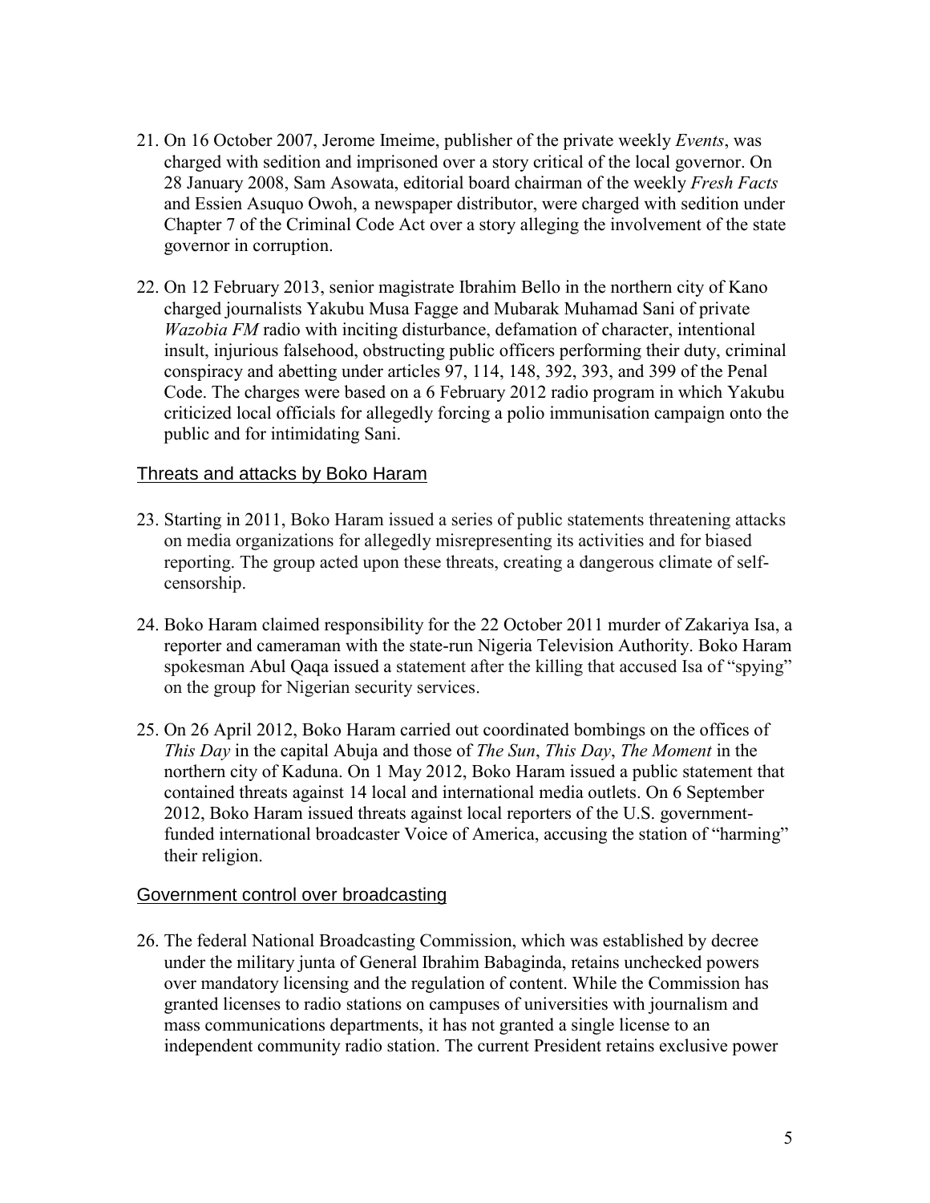21. On 16 October 2007, Jerome Imeime, publisher of the private weekly *Events*, was charged with sedition and imprisoned over a story critical of the local governor. On 28 January 2008, Sam Asowata, editorial board chairman of the weekly *Fresh Facts* and Essien Asuquo Owoh, a newspaper distributor, were charged with sedition under Chapter 7 of the Criminal Code Act over a story alleging the involvement of the state governor in corruption.

22. On 12 February 2013, senior magistrate Ibrahim Bello in the northern city of Kano charged journalists Yakubu Musa Fagge and Mubarak Muhamad Sani of private *Wazobia FM* radio with inciting disturbance, defamation of character, intentional insult, injurious falsehood, obstructing public officers performing their duty, criminal conspiracy and abetting under articles 97, 114, 148, 392, 393, and 399 of the Penal Code. The charges were based on a 6 February 2012 radio program in which Yakubu criticized local officials for allegedly forcing a polio immunisation campaign onto the public and for intimidating Sani.

## Threats and attacks by Boko Haram

23. Starting in 2011, Boko Haram issued a series of public statements threatening attacks on media organizations for allegedly misrepresenting its activities and for biased reporting. The group acted upon these threats, creating a dangerous climate of self-censorship.

24. Boko Haram claimed responsibility for the 22 October 2011 murder of Zakariya Isa, a reporter and cameraman with the state-run Nigeria Television Authority. Boko Haram spokesman Abul Qaqa issued a statement after the killing that accused Isa of "spying" on the group for Nigerian security services.

25. On 26 April 2012, Boko Haram carried out coordinated bombings on the offices of *This Day* in the capital Abuja and those of *The Sun*, *This Day*, *The Moment* in the northern city of Kaduna. On 1 May 2012, Boko Haram issued a public statement that contained threats against 14 local and international media outlets. On 6 September 2012, Boko Haram issued threats against local reporters of the U.S. government-funded international broadcaster Voice of America, accusing the station of "harming" their religion.

## Government control over broadcasting

26. The federal National Broadcasting Commission, which was established by decree under the military junta of General Ibrahim Babaginda, retains unchecked powers over mandatory licensing and the regulation of content. While the Commission has granted licenses to radio stations on campuses of universities with journalism and mass communications departments, it has not granted a single license to an independent community radio station. The current President retains exclusive power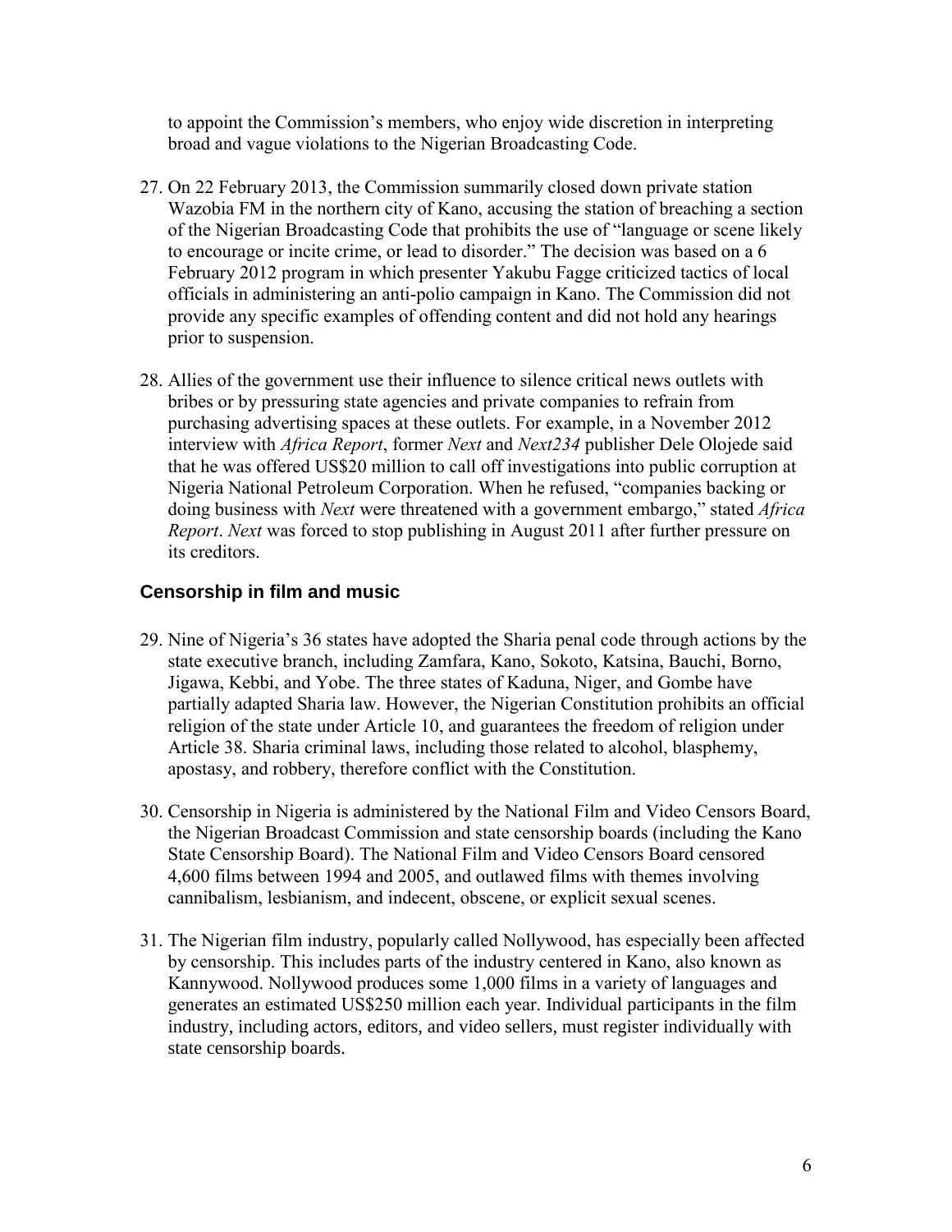to appoint the Commission's members, who enjoy wide discretion in interpreting broad and vague violations to the Nigerian Broadcasting Code.

27. On 22 February 2013, the Commission summarily closed down private station Wazobia FM in the northern city of Kano, accusing the station of breaching a section of the Nigerian Broadcasting Code that prohibits the use of "language or scene likely to encourage or incite crime, or lead to disorder." The decision was based on a 6 February 2012 program in which presenter Yakubu Fagge criticized tactics of local officials in administering an anti-polio campaign in Kano. The Commission did not provide any specific examples of offending content and did not hold any hearings prior to suspension.

28. Allies of the government use their influence to silence critical news outlets with bribes or by pressuring state agencies and private companies to refrain from purchasing advertising spaces at these outlets. For example, in a November 2012 interview with *Africa Report*, former *Next* and *Next234* publisher Dele Olojede said that he was offered US$20 million to call off investigations into public corruption at Nigeria National Petroleum Corporation. When he refused, "companies backing or doing business with *Next* were threatened with a government embargo," stated *Africa Report*. *Next* was forced to stop publishing in August 2011 after further pressure on its creditors.

### Censorship in film and music

29. Nine of Nigeria's 36 states have adopted the Sharia penal code through actions by the state executive branch, including Zamfara, Kano, Sokoto, Katsina, Bauchi, Borno, Jigawa, Kebbi, and Yobe. The three states of Kaduna, Niger, and Gombe have partially adapted Sharia law. However, the Nigerian Constitution prohibits an official religion of the state under Article 10, and guarantees the freedom of religion under Article 38. Sharia criminal laws, including those related to alcohol, blasphemy, apostasy, and robbery, therefore conflict with the Constitution.

30. Censorship in Nigeria is administered by the National Film and Video Censors Board, the Nigerian Broadcast Commission and state censorship boards (including the Kano State Censorship Board). The National Film and Video Censors Board censored 4,600 films between 1994 and 2005, and outlawed films with themes involving cannibalism, lesbianism, and indecent, obscene, or explicit sexual scenes.

31. The Nigerian film industry, popularly called Nollywood, has especially been affected by censorship. This includes parts of the industry centered in Kano, also known as Kannywood. Nollywood produces some 1,000 films in a variety of languages and generates an estimated US$250 million each year. Individual participants in the film industry, including actors, editors, and video sellers, must register individually with state censorship boards.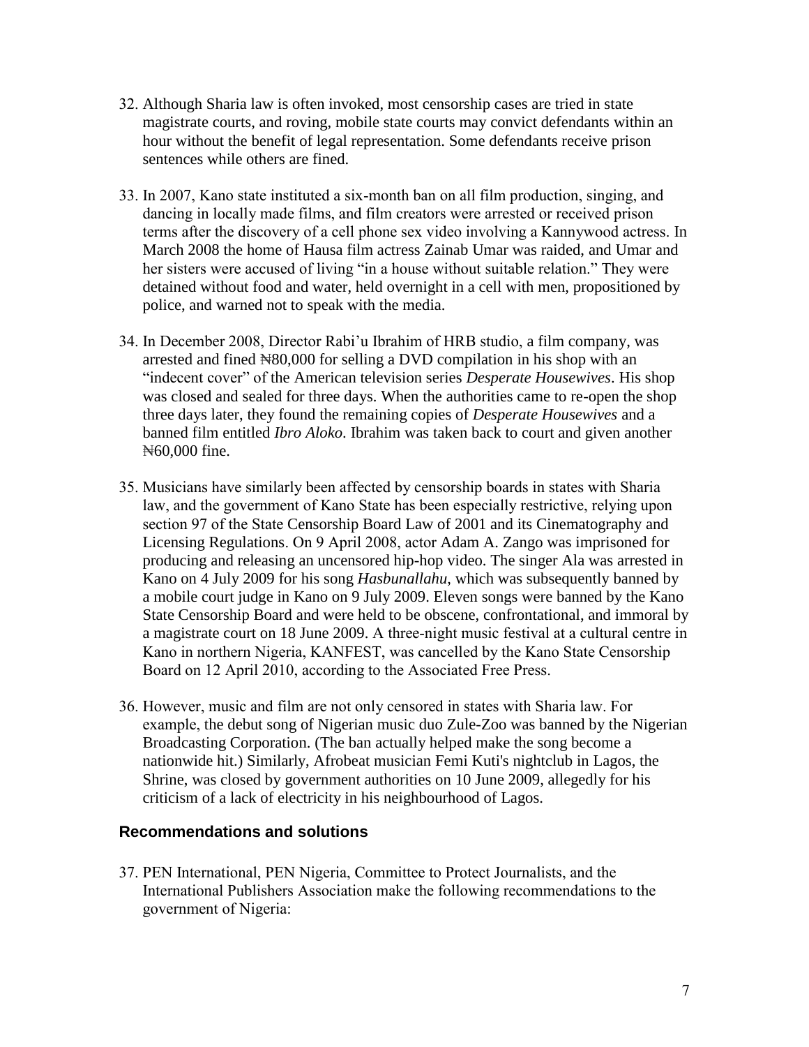32. Although Sharia law is often invoked, most censorship cases are tried in state magistrate courts, and roving, mobile state courts may convict defendants within an hour without the benefit of legal representation. Some defendants receive prison sentences while others are fined.

33. In 2007, Kano state instituted a six-month ban on all film production, singing, and dancing in locally made films, and film creators were arrested or received prison terms after the discovery of a cell phone sex video involving a Kannywood actress. In March 2008 the home of Hausa film actress Zainab Umar was raided, and Umar and her sisters were accused of living "in a house without suitable relation." They were detained without food and water, held overnight in a cell with men, propositioned by police, and warned not to speak with the media.

34. In December 2008, Director Rabi'u Ibrahim of HRB studio, a film company, was arrested and fined ₦80,000 for selling a DVD compilation in his shop with an "indecent cover" of the American television series *Desperate Housewives*. His shop was closed and sealed for three days. When the authorities came to re-open the shop three days later, they found the remaining copies of *Desperate Housewives* and a banned film entitled *Ibro Aloko*. Ibrahim was taken back to court and given another ₦60,000 fine.

35. Musicians have similarly been affected by censorship boards in states with Sharia law, and the government of Kano State has been especially restrictive, relying upon section 97 of the State Censorship Board Law of 2001 and its Cinematography and Licensing Regulations. On 9 April 2008, actor Adam A. Zango was imprisoned for producing and releasing an uncensored hip-hop video. The singer Ala was arrested in Kano on 4 July 2009 for his song *Hasbunallahu*, which was subsequently banned by a mobile court judge in Kano on 9 July 2009. Eleven songs were banned by the Kano State Censorship Board and were held to be obscene, confrontational, and immoral by a magistrate court on 18 June 2009. A three-night music festival at a cultural centre in Kano in northern Nigeria, KANFEST, was cancelled by the Kano State Censorship Board on 12 April 2010, according to the Associated Free Press.

36. However, music and film are not only censored in states with Sharia law. For example, the debut song of Nigerian music duo Zule-Zoo was banned by the Nigerian Broadcasting Corporation. (The ban actually helped make the song become a nationwide hit.) Similarly, Afrobeat musician Femi Kuti's nightclub in Lagos, the Shrine, was closed by government authorities on 10 June 2009, allegedly for his criticism of a lack of electricity in his neighbourhood of Lagos.

## Recommendations and solutions

37. PEN International, PEN Nigeria, Committee to Protect Journalists, and the International Publishers Association make the following recommendations to the government of Nigeria: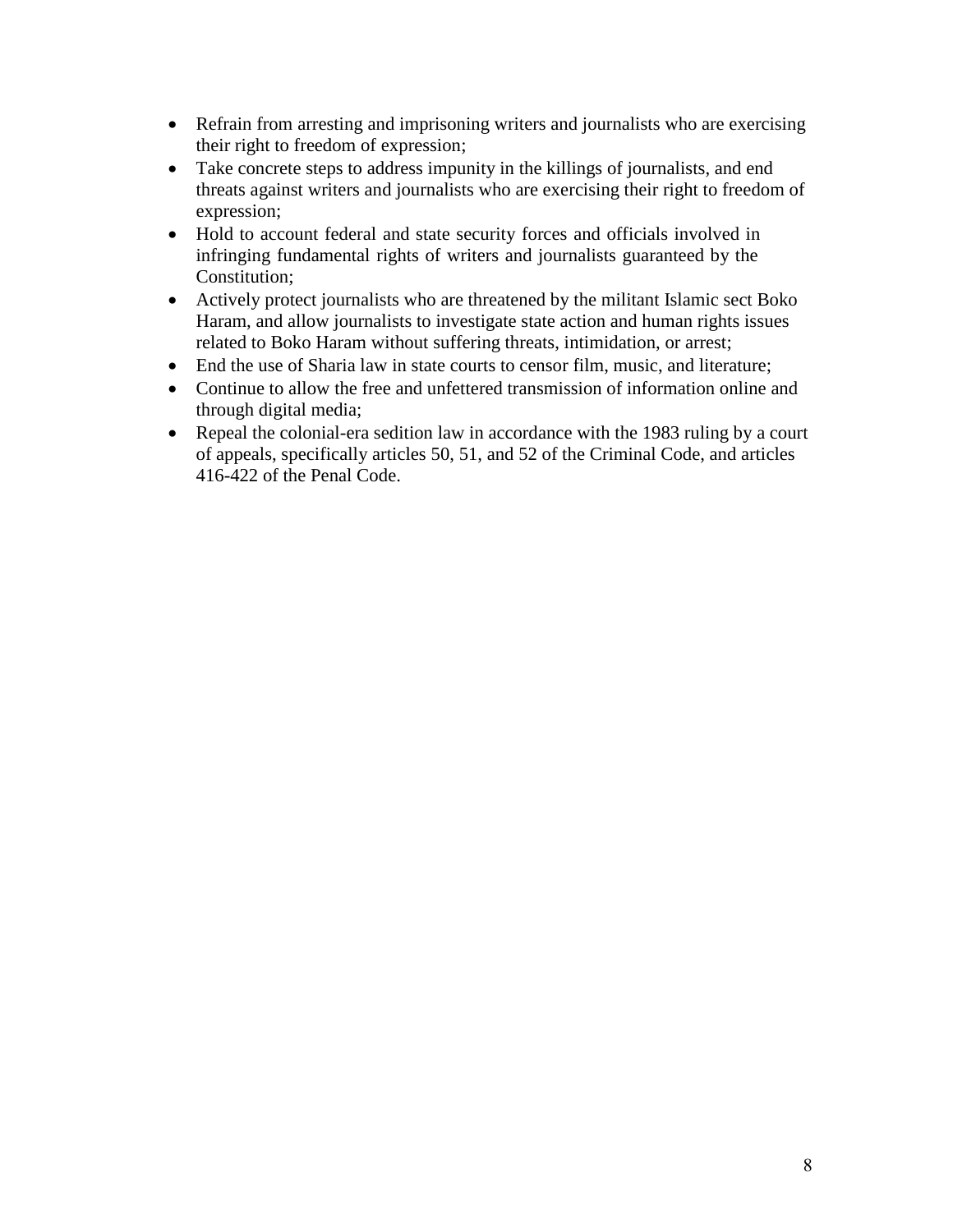- Refrain from arresting and imprisoning writers and journalists who are exercising their right to freedom of expression;
- Take concrete steps to address impunity in the killings of journalists, and end threats against writers and journalists who are exercising their right to freedom of expression;
- Hold to account federal and state security forces and officials involved in infringing fundamental rights of writers and journalists guaranteed by the Constitution;
- Actively protect journalists who are threatened by the militant Islamic sect Boko Haram, and allow journalists to investigate state action and human rights issues related to Boko Haram without suffering threats, intimidation, or arrest;
- End the use of Sharia law in state courts to censor film, music, and literature;
- Continue to allow the free and unfettered transmission of information online and through digital media;
- Repeal the colonial-era sedition law in accordance with the 1983 ruling by a court of appeals, specifically articles 50, 51, and 52 of the Criminal Code, and articles 416-422 of the Penal Code.